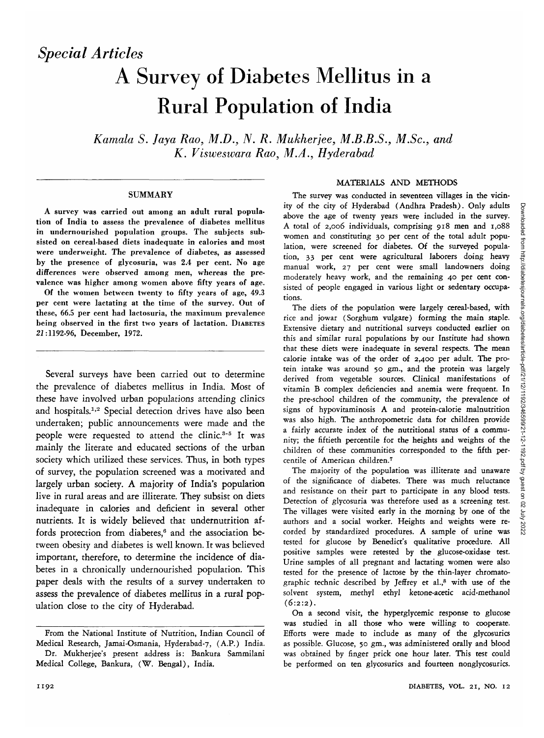*Special Articles*

# A Survey of Diabetes Mellitus in a Rural Population of India

*Kamala S. Jaya Rao, M.D., N. R. Mukherjee, M.B.B.S., M.Sc., and K. Visweswara Rao, M.A., Hyderabad*

## SUMMARY

**A survey was carried out among an adult rural population of India to assess the prevalence of diabetes mellitus in undernourished population groups. The subjects subsisted on cereal-based diets inadequate in calories and most were underweight. The prevalence of diabetes, as assessed by the presence of glycosuria, was 2.4 per cent. No age differences were observed among men, whereas the prevalence was higher among women above fifty years of age.**

**Of the women between twenty to fifty years of age, 49.3 per cent were lactating at the time of the survey. Out of these, 66.5 per cent had lactosuria, the maximum prevalence being observed in the first two years of lactation.** DIABETES 21:1192-96, December, 1972.

Several surveys have been carried out to determine the prevalence of diabetes mellitus in India. Most of these have involved urban populations attending clinics and hospitals.[1,2] Special detection drives have also been undertaken; public announcements were made and the people were requested to attend the clinic.[3-5] It was mainly the literate and educated sections of the urban society which utilized these services. Thus, in both types of survey, the population screened was a motivated and largely urban society. A majority of India's population live in rural areas and are illiterate. They subsist on diets inadequate in calories and deficient in several other nutrients. It is widely believed that undernutrition affords protection from diabetes,[6] and the association between obesity and diabetes is well known. It was believed important, therefore, to determine the incidence of diabetes in a chronically undernourished population. This paper deals with the results of a survey undertaken to assess the prevalence of diabetes mellitus in a rural population close to the city of Hyderabad.

From the National Institute of Nutrition, Indian Council of Medical Research, Jamai-Osmania, Hyderabad-7, (A.P.) India.
Dr. Mukherjee's present address is: Bankura Sammilani Medical College, Bankura, (W. Bengal), India.

## MATERIALS AND METHODS

The survey was conducted in seventeen villages in the vicinity of the city of Hyderabad (Andhra Pradesh). Only adults above the age of twenty years were included in the survey. A total of 2,006 individuals, comprising 918 men and 1,088 women and constituting 30 per cent of the total adult population, were screened for diabetes. Of the surveyed population, 33 per cent were agricultural laborers doing heavy manual work, 27 per cent were small landowners doing moderately heavy work, and the remaining 40 per cent consisted of people engaged in various light or sedentary occupations.

The diets of the population were largely cereal-based, with rice and jowar (Sorghum vulgare) forming the main staple. Extensive dietary and nutritional surveys conducted earlier on this and similar rural populations by our Institute had shown that these diets were inadequate in several respects. The mean calorie intake was of the order of 2,400 per adult. The protein intake was around 50 gm., and the protein was largely derived from vegetable sources. Clinical manifestations of vitamin B complex deficiencies and anemia were frequent. In the pre-school children of the community, the prevalence of signs of hypovitaminosis A and protein-calorie malnutrition was also high. The anthropometric data for children provide a fairly accurate index of the nutritional status of a community; the fiftieth percentile for the heights and weights of the children of these communities corresponded to the fifth percentile of American children.[7]

The majority of the population was illiterate and unaware of the significance of diabetes. There was much reluctance and resistance on their part to participate in any blood tests. Detection of glycosuria was therefore used as a screening test. The villages were visited early in the morning by one of the authors and a social worker. Heights and weights were recorded by standardized procedures. A sample of urine was tested for glucose by Benedict's qualitative procedure. All positive samples were retested by the glucose-oxidase test. Urine samples of all pregnant and lactating women were also tested for the presence of lactose by the thin-layer chromatographic technic described by Jeffrey et al.,[8] with use of the solvent system, methyl ethyl ketone-acetic acid-methanol (6:2:2).

On a second visit, the hyperglycemic response to glucose was studied in all those who were willing to cooperate. Efforts were made to include as many of the glycosurics as possible. Glucose, 50 gm., was administered orally and blood was obtained by finger prick one hour later. This test could be performed on ten glycosurics and fourteen nonglycosurics.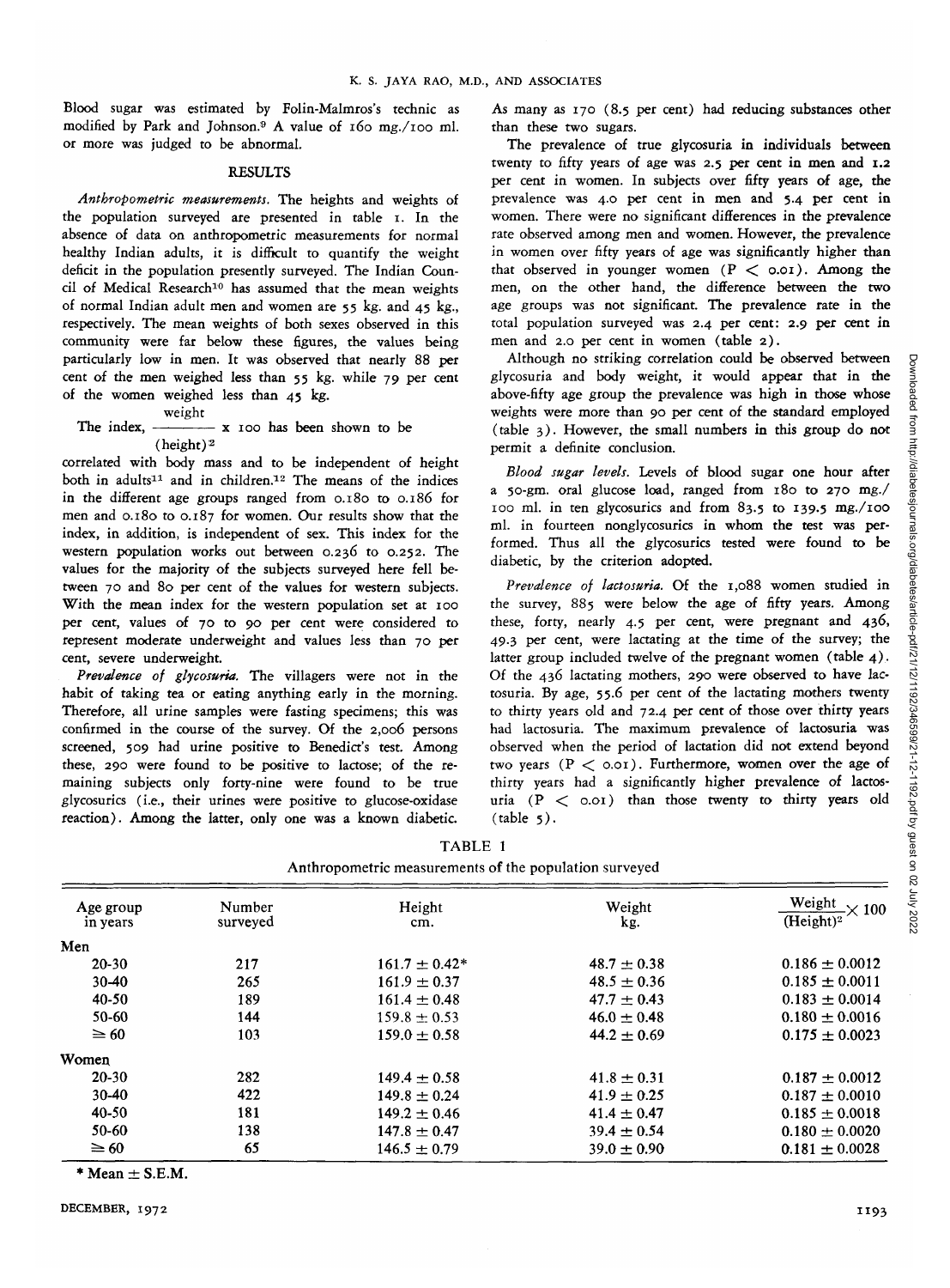Blood sugar was estimated by Folin-Malmros's technic as modified by Park and Johnson.[9] A value of 160 mg./100 ml. or more was judged to be abnormal.

## RESULTS

*Anthropometric measurements.* The heights and weights of the population surveyed are presented in table 1. In the absence of data on anthropometric measurements for normal healthy Indian adults, it is difficult to quantify the weight deficit in the population presently surveyed. The Indian Council of Medical Research[10] has assumed that the mean weights of normal Indian adult men and women are 55 kg. and 45 kg., respectively. The mean weights of both sexes observed in this community were far below these figures, the values being particularly low in men. It was observed that nearly 88 per cent of the men weighed less than 55 kg. while 79 per cent of the women weighed less than 45 kg.

The index, $\frac{\text{weight}}{(\text{height})^2} \times 100$ has been shown to be correlated with body mass and to be independent of height both in adults[11] and in children.[12] The means of the indices in the different age groups ranged from 0.180 to 0.186 for men and 0.180 to 0.187 for women. Our results show that the index, in addition, is independent of sex. This index for the western population works out between 0.236 to 0.252. The values for the majority of the subjects surveyed here fell between 70 and 80 per cent of the values for western subjects. With the mean index for the western population set at 100 per cent, values of 70 to 90 per cent were considered to represent moderate underweight and values less than 70 per cent, severe underweight.

*Prevalence of glycosuria.* The villagers were not in the habit of taking tea or eating anything early in the morning. Therefore, all urine samples were fasting specimens; this was confirmed in the course of the survey. Of the 2,006 persons screened, 509 had urine positive to Benedict's test. Among these, 290 were found to be positive to lactose; of the remaining subjects only forty-nine were found to be true glycosurics (i.e., their urines were positive to glucose-oxidase reaction). Among the latter, only one was a known diabetic. As many as 170 (8.5 per cent) had reducing substances other than these two sugars.

The prevalence of true glycosuria in individuals between twenty to fifty years of age was 2.5 per cent in men and 1.2 per cent in women. In subjects over fifty years of age, the prevalence was 4.0 per cent in men and 5.4 per cent in women. There were no significant differences in the prevalence rate observed among men and women. However, the prevalence in women over fifty years of age was significantly higher than that observed in younger women ($P < 0.01$). Among the men, on the other hand, the difference between the two age groups was not significant. The prevalence rate in the total population surveyed was 2.4 per cent: 2.9 per cent in men and 2.0 per cent in women (table 2).

Although no striking correlation could be observed between glycosuria and body weight, it would appear that in the above-fifty age group the prevalence was high in those whose weights were more than 90 per cent of the standard employed (table 3). However, the small numbers in this group do not permit a definite conclusion.

*Blood sugar levels.* Levels of blood sugar one hour after a 50-gm. oral glucose load, ranged from 180 to 270 mg./100 ml. in ten glycosurics and from 83.5 to 139.5 mg./100 ml. in fourteen nonglycosurics in whom the test was performed. Thus all the glycosurics tested were found to be diabetic, by the criterion adopted.

*Prevalence of lactosuria.* Of the 1,088 women studied in the survey, 885 were below the age of fifty years. Among these, forty, nearly 4.5 per cent, were pregnant and 436, 49.3 per cent, were lactating at the time of the survey; the latter group included twelve of the pregnant women (table 4). Of the 436 lactating mothers, 290 were observed to have lactosuria. By age, 55.6 per cent of the lactating mothers twenty to thirty years old and 72.4 per cent of those over thirty years had lactosuria. The maximum prevalence of lactosuria was observed when the period of lactation did not extend beyond two years ($P < 0.01$). Furthermore, women over the age of thirty years had a significantly higher prevalence of lactosuria ($P < 0.01$) than those twenty to thirty years old (table 5).

TABLE 1

Anthropometric measurements of the population surveyed

| Age group in years | Number surveyed | Height cm. | Weight kg. | $\frac{\text{Weight}}{(\text{Height})^2} \times 100$ |
|---|---|---|---|---|
| **Men** | | | | |
| 20-30 | 217 | 161.7 ± 0.42* | 48.7 ± 0.38 | 0.186 ± 0.0012 |
| 30-40 | 265 | 161.9 ± 0.37 | 48.5 ± 0.36 | 0.185 ± 0.0011 |
| 40-50 | 189 | 161.4 ± 0.48 | 47.7 ± 0.43 | 0.183 ± 0.0014 |
| 50-60 | 144 | 159.8 ± 0.53 | 46.0 ± 0.48 | 0.180 ± 0.0016 |
| ≥ 60 | 103 | 159.0 ± 0.58 | 44.2 ± 0.69 | 0.175 ± 0.0023 |
| **Women** | | | | |
| 20-30 | 282 | 149.4 ± 0.58 | 41.8 ± 0.31 | 0.187 ± 0.0012 |
| 30-40 | 422 | 149.8 ± 0.24 | 41.9 ± 0.25 | 0.187 ± 0.0010 |
| 40-50 | 181 | 149.2 ± 0.46 | 41.4 ± 0.47 | 0.185 ± 0.0018 |
| 50-60 | 138 | 147.8 ± 0.47 | 39.4 ± 0.54 | 0.180 ± 0.0020 |
| ≥ 60 | 65 | 146.5 ± 0.79 | 39.0 ± 0.90 | 0.181 ± 0.0028 |

\* Mean ± S.E.M.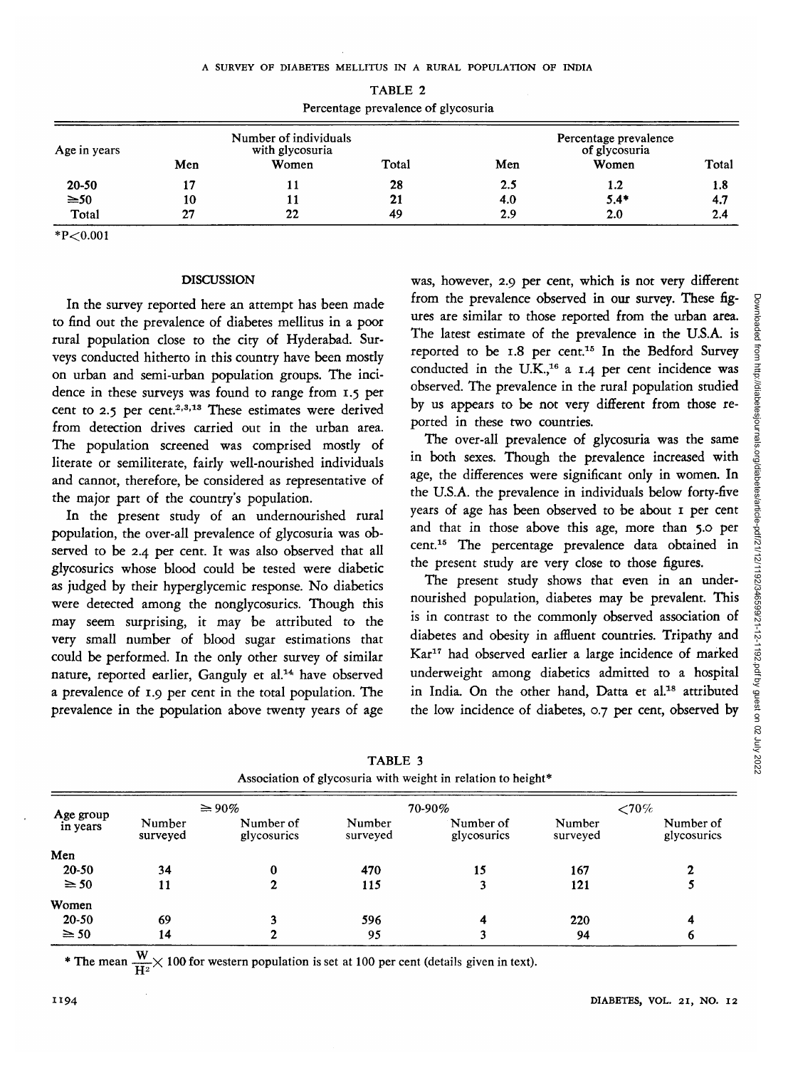TABLE 2
Percentage prevalence of glycosuria

| Age in years | Number of individuals with glycosuria | | | Percentage prevalence of glycosuria | | |
|---|---|---|---|---|---|---|
| | Men | Women | Total | Men | Women | Total |
| 20-50 | 17 | 11 | 28 | 2.5 | 1.2 | 1.8 |
| ≥50 | 10 | 11 | 21 | 4.0 | 5.4* | 4.7 |
| Total | 27 | 22 | 49 | 2.9 | 2.0 | 2.4 |

*$P<0.001$

## DISCUSSION

In the survey reported here an attempt has been made to find out the prevalence of diabetes mellitus in a poor rural population close to the city of Hyderabad. Surveys conducted hitherto in this country have been mostly on urban and semi-urban population groups. The incidence in these surveys was found to range from 1.5 per cent to 2.5 per cent.[2,3,13] These estimates were derived from detection drives carried out in the urban area. The population screened was comprised mostly of literate or semiliterate, fairly well-nourished individuals and cannot, therefore, be considered as representative of the major part of the country's population.

In the present study of an undernourished rural population, the over-all prevalence of glycosuria was observed to be 2.4 per cent. It was also observed that all glycosurics whose blood could be tested were diabetic as judged by their hyperglycemic response. No diabetics were detected among the nonglycosurics. Though this may seem surprising, it may be attributed to the very small number of blood sugar estimations that could be performed. In the only other survey of similar nature, reported earlier, Ganguly et al.[14] have observed a prevalence of 1.9 per cent in the total population. The prevalence in the population above twenty years of age was, however, 2.9 per cent, which is not very different from the prevalence observed in our survey. These figures are similar to those reported from the urban area. The latest estimate of the prevalence in the U.S.A. is reported to be 1.8 per cent.[15] In the Bedford Survey conducted in the U.K.,[16] a 1.4 per cent incidence was observed. The prevalence in the rural population studied by us appears to be not very different from those reported in these two countries.

The over-all prevalence of glycosuria was the same in both sexes. Though the prevalence increased with age, the differences were significant only in women. In the U.S.A. the prevalence in individuals below forty-five years of age has been observed to be about 1 per cent and that in those above this age, more than 5.0 per cent.[15] The percentage prevalence data obtained in the present study are very close to those figures.

The present study shows that even in an undernourished population, diabetes may be prevalent. This is in contrast to the commonly observed association of diabetes and obesity in affluent countries. Tripathy and Kar[17] had observed earlier a large incidence of marked underweight among diabetics admitted to a hospital in India. On the other hand, Datta et al.[18] attributed the low incidence of diabetes, 0.7 per cent, observed by

TABLE 3
Association of glycosuria with weight in relation to height*

| Age group in years | ≥ 90% | | 70-90% | | <70% | |
|---|---|---|---|---|---|---|
| | Number surveyed | Number of glycosurics | Number surveyed | Number of glycosurics | Number surveyed | Number of glycosurics |
| **Men** | | | | | | |
| 20-50 | 34 | 0 | 470 | 15 | 167 | 2 |
| ≥ 50 | 11 | 2 | 115 | 3 | 121 | 5 |
| **Women** | | | | | | |
| 20-50 | 69 | 3 | 596 | 4 | 220 | 4 |
| ≥ 50 | 14 | 2 | 95 | 3 | 94 | 6 |

* The mean $\frac{W}{H^2} \times 100$ for western population is set at 100 per cent (details given in text).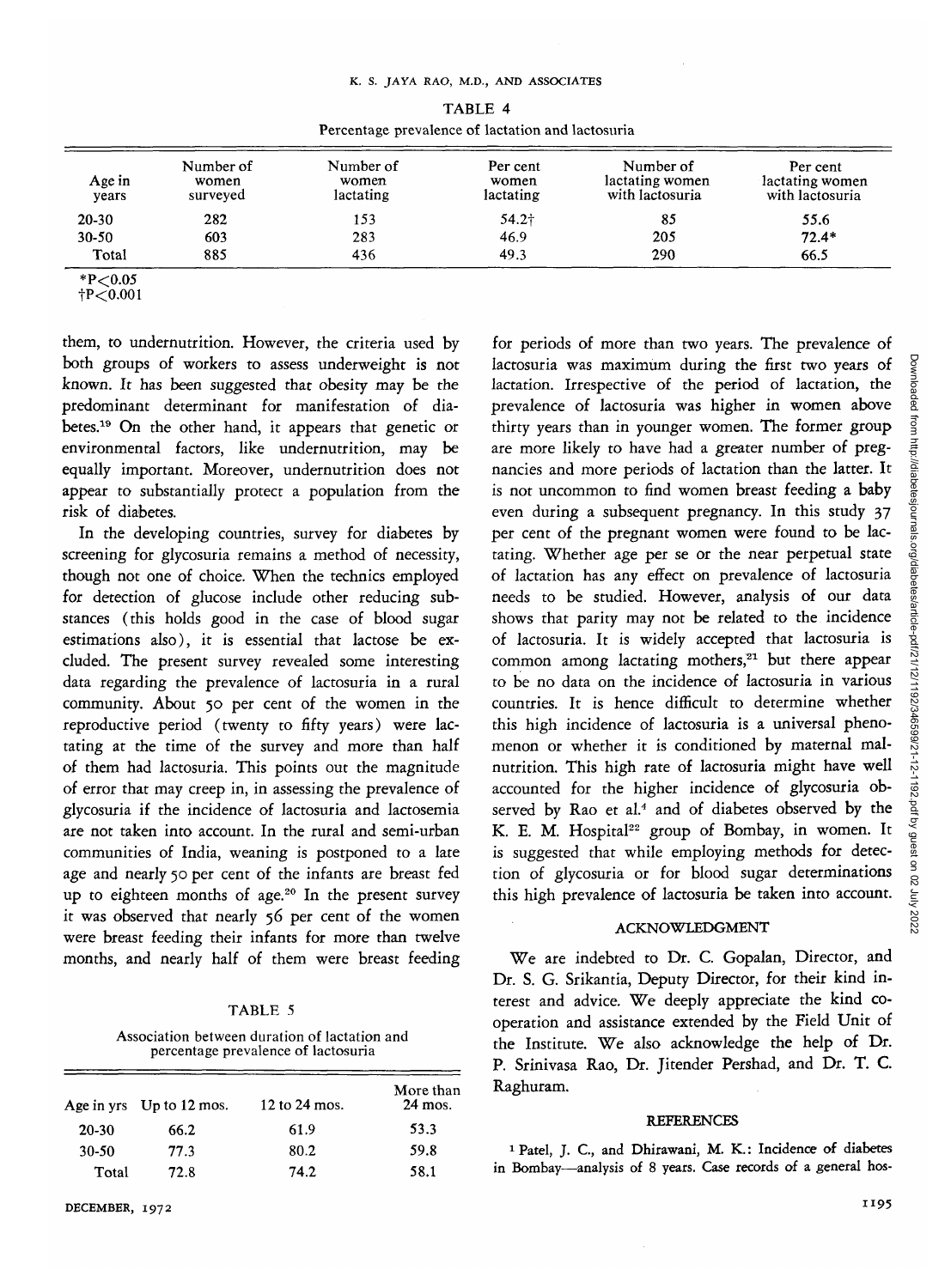TABLE 4

Percentage prevalence of lactation and lactosuria

| Age in years | Number of women surveyed | Number of women lactating | Per cent women lactating | Number of lactating women with lactosuria | Per cent lactating women with lactosuria |
|---|---|---|---|---|---|
| 20-30 | 282 | 153 | 54.2† | 85 | 55.6 |
| 30-50 | 603 | 283 | 46.9 | 205 | 72.4* |
| Total | 885 | 436 | 49.3 | 290 | 66.5 |

*$P<0.05$
†$P<0.001$

them, to undernutrition. However, the criteria used by both groups of workers to assess underweight is not known. It has been suggested that obesity may be the predominant determinant for manifestation of diabetes.[19] On the other hand, it appears that genetic or environmental factors, like undernutrition, may be equally important. Moreover, undernutrition does not appear to substantially protect a population from the risk of diabetes.

In the developing countries, survey for diabetes by screening for glycosuria remains a method of necessity, though not one of choice. When the technics employed for detection of glucose include other reducing substances (this holds good in the case of blood sugar estimations also), it is essential that lactose be excluded. The present survey revealed some interesting data regarding the prevalence of lactosuria in a rural community. About 50 per cent of the women in the reproductive period (twenty to fifty years) were lactating at the time of the survey and more than half of them had lactosuria. This points out the magnitude of error that may creep in, in assessing the prevalence of glycosuria if the incidence of lactosuria and lactosemia are not taken into account. In the rural and semi-urban communities of India, weaning is postponed to a late age and nearly 50 per cent of the infants are breast fed up to eighteen months of age.[20] In the present survey it was observed that nearly 56 per cent of the women were breast feeding their infants for more than twelve months, and nearly half of them were breast feeding for periods of more than two years. The prevalence of lactosuria was maximum during the first two years of lactation. Irrespective of the period of lactation, the prevalence of lactosuria was higher in women above thirty years than in younger women. The former group are more likely to have had a greater number of pregnancies and more periods of lactation than the latter. It is not uncommon to find women breast feeding a baby even during a subsequent pregnancy. In this study 37 per cent of the pregnant women were found to be lactating. Whether age per se or the near perpetual state of lactation has any effect on prevalence of lactosuria needs to be studied. However, analysis of our data shows that parity may not be related to the incidence of lactosuria. It is widely accepted that lactosuria is common among lactating mothers,[21] but there appear to be no data on the incidence of lactosuria in various countries. It is hence difficult to determine whether this high incidence of lactosuria is a universal phenomenon or whether it is conditioned by maternal malnutrition. This high rate of lactosuria might have well accounted for the higher incidence of glycosuria observed by Rao et al.[4] and of diabetes observed by the K. E. M. Hospital[22] group of Bombay, in women. It is suggested that while employing methods for detection of glycosuria or for blood sugar determinations this high prevalence of lactosuria be taken into account.

TABLE 5

Association between duration of lactation and percentage prevalence of lactosuria

| Age in yrs | Up to 12 mos. | 12 to 24 mos. | More than 24 mos. |
|---|---|---|---|
| 20-30 | 66.2 | 61.9 | 53.3 |
| 30-50 | 77.3 | 80.2 | 59.8 |
| Total | 72.8 | 74.2 | 58.1 |

## ACKNOWLEDGMENT

We are indebted to Dr. C. Gopalan, Director, and Dr. S. G. Srikantia, Deputy Director, for their kind interest and advice. We deeply appreciate the kind cooperation and assistance extended by the Field Unit of the Institute. We also acknowledge the help of Dr. P. Srinivasa Rao, Dr. Jitender Pershad, and Dr. T. C. Raghuram.

## REFERENCES

[1] Patel, J. C., and Dhirawani, M. K.: Incidence of diabetes in Bombay—analysis of 8 years. Case records of a general hos-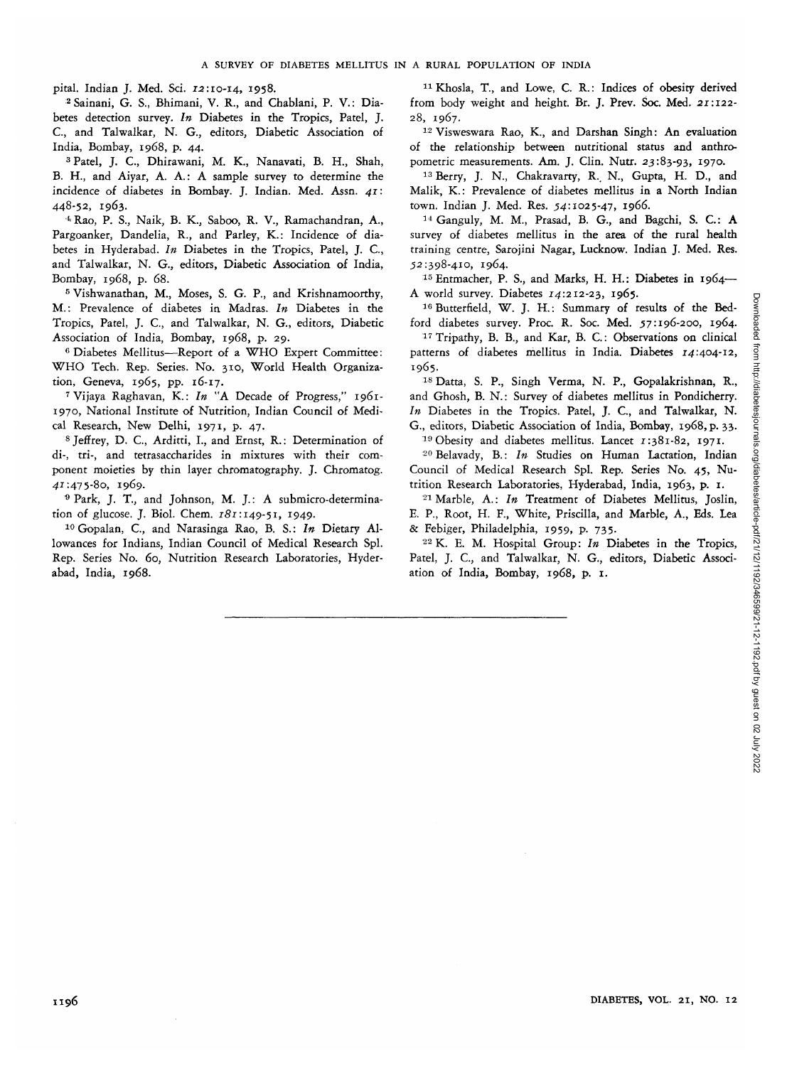pital. Indian J. Med. Sci. 12:10-14, 1958.

[2] Sainani, G. S., Bhimani, V. R., and Chablani, P. V.: Diabetes detection survey. *In* Diabetes in the Tropics, Patel, J. C., and Talwalkar, N. G., editors, Diabetic Association of India, Bombay, 1968, p. 44.

[3] Patel, J. C., Dhirawani, M. K., Nanavati, B. H., Shah, B. H., and Aiyar, A. A.: A sample survey to determine the incidence of diabetes in Bombay. J. Indian. Med. Assn. 41:448-52, 1963.

[4] Rao, P. S., Naik, B. K., Saboo, R. V., Ramachandran, A., Pargoanker, Dandelia, R., and Parley, K.: Incidence of diabetes in Hyderabad. *In* Diabetes in the Tropics, Patel, J. C., and Talwalkar, N. G., editors, Diabetic Association of India, Bombay, 1968, p. 68.

[5] Vishwanathan, M., Moses, S. G. P., and Krishnamoorthy, M.: Prevalence of diabetes in Madras. *In* Diabetes in the Tropics, Patel, J. C., and Talwalkar, N. G., editors, Diabetic Association of India, Bombay, 1968, p. 29.

[6] Diabetes Mellitus—Report of a WHO Expert Committee: WHO Tech. Rep. Series. No. 310, World Health Organization, Geneva, 1965, pp. 16-17.

[7] Vijaya Raghavan, K.: *In* "A Decade of Progress," 1961-1970, National Institute of Nutrition, Indian Council of Medical Research, New Delhi, 1971, p. 47.

[8] Jeffrey, D. C., Arditti, I., and Ernst, R.: Determination of di-, tri-, and tetrasaccharides in mixtures with their component moieties by thin layer chromatography. J. Chromatog. 41:475-80, 1969.

[9] Park, J. T., and Johnson, M. J.: A submicro-determination of glucose. J. Biol. Chem. 181:149-51, 1949.

[10] Gopalan, C., and Narasinga Rao, B. S.: *In* Dietary Allowances for Indians, Indian Council of Medical Research Spl. Rep. Series No. 60, Nutrition Research Laboratories, Hyderabad, India, 1968.

[11] Khosla, T., and Lowe, C. R.: Indices of obesity derived from body weight and height. Br. J. Prev. Soc. Med. 21:122-28, 1967.

[12] Visweswara Rao, K., and Darshan Singh: An evaluation of the relationship between nutritional status and anthropometric measurements. Am. J. Clin. Nutr. 23:83-93, 1970.

[13] Berry, J. N., Chakravarty, R. N., Gupta, H. D., and Malik, K.: Prevalence of diabetes mellitus in a North Indian town. Indian J. Med. Res. 54:1025-47, 1966.

[14] Ganguly, M. M., Prasad, B. G., and Bagchi, S. C.: A survey of diabetes mellitus in the area of the rural health training centre, Sarojini Nagar, Lucknow. Indian J. Med. Res. 52:398-410, 1964.

[15] Entmacher, P. S., and Marks, H. H.: Diabetes in 1964—A world survey. Diabetes 14:212-23, 1965.

[16] Butterfield, W. J. H.: Summary of results of the Bedford diabetes survey. Proc. R. Soc. Med. 57:196-200, 1964.

[17] Tripathy, B. B., and Kar, B. C.: Observations on clinical patterns of diabetes mellitus in India. Diabetes 14:404-12, 1965.

[18] Datta, S. P., Singh Verma, N. P., Gopalakrishnan, R., and Ghosh, B. N.: Survey of diabetes mellitus in Pondicherry. *In* Diabetes in the Tropics. Patel, J. C., and Talwalkar, N. G., editors, Diabetic Association of India, Bombay, 1968, p. 33.

[19] Obesity and diabetes mellitus. Lancet 1:381-82, 1971.

[20] Belavady, B.: *In* Studies on Human Lactation, Indian Council of Medical Research Spl. Rep. Series No. 45, Nutrition Research Laboratories, Hyderabad, India, 1963, p. 1.

[21] Marble, A.: *In* Treatment of Diabetes Mellitus, Joslin, E. P., Root, H. F., White, Priscilla, and Marble, A., Eds. Lea & Febiger, Philadelphia, 1959, p. 735.

[22] K. E. M. Hospital Group: *In* Diabetes in the Tropics, Patel, J. C., and Talwalkar, N. G., editors, Diabetic Association of India, Bombay, 1968, p. 1.